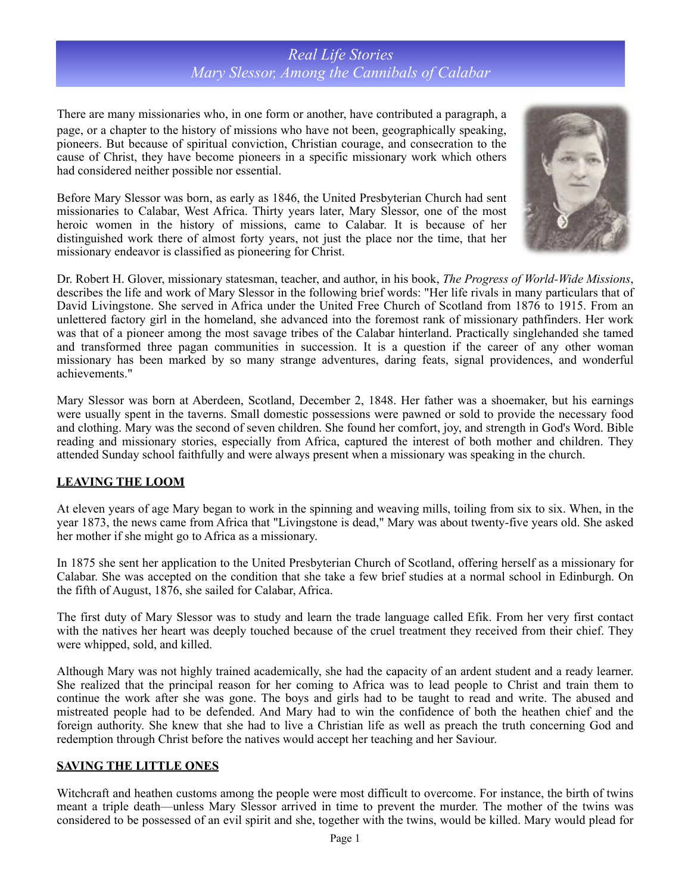# *Real Life Stories*
## *Mary Slessor, Among the Cannibals of Calabar*

There are many missionaries who, in one form or another, have contributed a paragraph, a page, or a chapter to the history of missions who have not been, geographically speaking, pioneers. But because of spiritual conviction, Christian courage, and consecration to the cause of Christ, they have become pioneers in a specific missionary work which others had considered neither possible nor essential.

Before Mary Slessor was born, as early as 1846, the United Presbyterian Church had sent missionaries to Calabar, West Africa. Thirty years later, Mary Slessor, one of the most heroic women in the history of missions, came to Calabar. It is because of her distinguished work there of almost forty years, not just the place nor the time, that her missionary endeavor is classified as pioneering for Christ.

Dr. Robert H. Glover, missionary statesman, teacher, and author, in his book, *The Progress of World-Wide Missions*, describes the life and work of Mary Slessor in the following brief words: "Her life rivals in many particulars that of David Livingstone. She served in Africa under the United Free Church of Scotland from 1876 to 1915. From an unlettered factory girl in the homeland, she advanced into the foremost rank of missionary pathfinders. Her work was that of a pioneer among the most savage tribes of the Calabar hinterland. Practically singlehanded she tamed and transformed three pagan communities in succession. It is a question if the career of any other woman missionary has been marked by so many strange adventures, daring feats, signal providences, and wonderful achievements."

Mary Slessor was born at Aberdeen, Scotland, December 2, 1848. Her father was a shoemaker, but his earnings were usually spent in the taverns. Small domestic possessions were pawned or sold to provide the necessary food and clothing. Mary was the second of seven children. She found her comfort, joy, and strength in God's Word. Bible reading and missionary stories, especially from Africa, captured the interest of both mother and children. They attended Sunday school faithfully and were always present when a missionary was speaking in the church.

### LEAVING THE LOOM

At eleven years of age Mary began to work in the spinning and weaving mills, toiling from six to six. When, in the year 1873, the news came from Africa that "Livingstone is dead," Mary was about twenty-five years old. She asked her mother if she might go to Africa as a missionary.

In 1875 she sent her application to the United Presbyterian Church of Scotland, offering herself as a missionary for Calabar. She was accepted on the condition that she take a few brief studies at a normal school in Edinburgh. On the fifth of August, 1876, she sailed for Calabar, Africa.

The first duty of Mary Slessor was to study and learn the trade language called Efik. From her very first contact with the natives her heart was deeply touched because of the cruel treatment they received from their chief. They were whipped, sold, and killed.

Although Mary was not highly trained academically, she had the capacity of an ardent student and a ready learner. She realized that the principal reason for her coming to Africa was to lead people to Christ and train them to continue the work after she was gone. The boys and girls had to be taught to read and write. The abused and mistreated people had to be defended. And Mary had to win the confidence of both the heathen chief and the foreign authority. She knew that she had to live a Christian life as well as preach the truth concerning God and redemption through Christ before the natives would accept her teaching and her Saviour.

### SAVING THE LITTLE ONES

Witchcraft and heathen customs among the people were most difficult to overcome. For instance, the birth of twins meant a triple death—unless Mary Slessor arrived in time to prevent the murder. The mother of the twins was considered to be possessed of an evil spirit and she, together with the twins, would be killed. Mary would plead for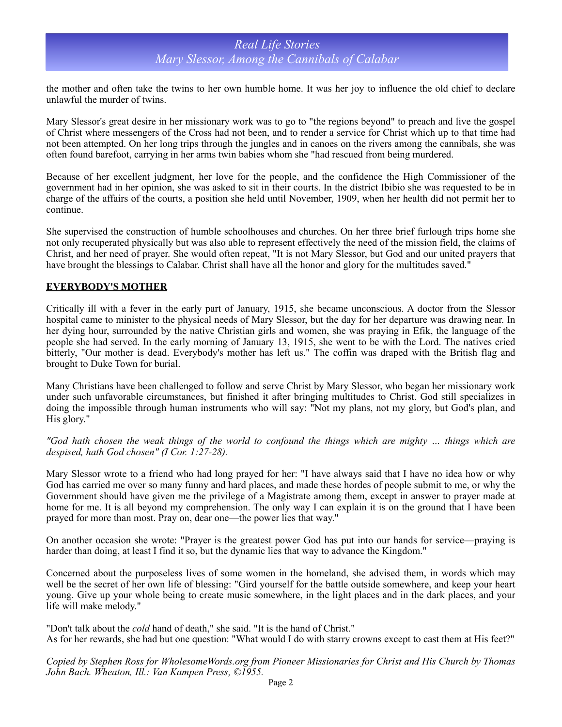the mother and often take the twins to her own humble home. It was her joy to influence the old chief to declare unlawful the murder of twins.

Mary Slessor's great desire in her missionary work was to go to "the regions beyond" to preach and live the gospel of Christ where messengers of the Cross had not been, and to render a service for Christ which up to that time had not been attempted. On her long trips through the jungles and in canoes on the rivers among the cannibals, she was often found barefoot, carrying in her arms twin babies whom she "had rescued from being murdered.

Because of her excellent judgment, her love for the people, and the confidence the High Commissioner of the government had in her opinion, she was asked to sit in their courts. In the district Ibibio she was requested to be in charge of the affairs of the courts, a position she held until November, 1909, when her health did not permit her to continue.

She supervised the construction of humble schoolhouses and churches. On her three brief furlough trips home she not only recuperated physically but was also able to represent effectively the need of the mission field, the claims of Christ, and her need of prayer. She would often repeat, "It is not Mary Slessor, but God and our united prayers that have brought the blessings to Calabar. Christ shall have all the honor and glory for the multitudes saved."

**EVERYBODY'S MOTHER**

Critically ill with a fever in the early part of January, 1915, she became unconscious. A doctor from the Slessor hospital came to minister to the physical needs of Mary Slessor, but the day for her departure was drawing near. In her dying hour, surrounded by the native Christian girls and women, she was praying in Efik, the language of the people she had served. In the early morning of January 13, 1915, she went to be with the Lord. The natives cried bitterly, "Our mother is dead. Everybody's mother has left us." The coffin was draped with the British flag and brought to Duke Town for burial.

Many Christians have been challenged to follow and serve Christ by Mary Slessor, who began her missionary work under such unfavorable circumstances, but finished it after bringing multitudes to Christ. God still specializes in doing the impossible through human instruments who will say: "Not my plans, not my glory, but God's plan, and His glory."

*"God hath chosen the weak things of the world to confound the things which are mighty ... things which are despised, hath God chosen" (I Cor. 1:27-28).*

Mary Slessor wrote to a friend who had long prayed for her: "I have always said that I have no idea how or why God has carried me over so many funny and hard places, and made these hordes of people submit to me, or why the Government should have given me the privilege of a Magistrate among them, except in answer to prayer made at home for me. It is all beyond my comprehension. The only way I can explain it is on the ground that I have been prayed for more than most. Pray on, dear one—the power lies that way."

On another occasion she wrote: "Prayer is the greatest power God has put into our hands for service—praying is harder than doing, at least I find it so, but the dynamic lies that way to advance the Kingdom."

Concerned about the purposeless lives of some women in the homeland, she advised them, in words which may well be the secret of her own life of blessing: "Gird yourself for the battle outside somewhere, and keep your heart young. Give up your whole being to create music somewhere, in the light places and in the dark places, and your life will make melody."

"Don't talk about the *cold* hand of death," she said. "It is the hand of Christ."
As for her rewards, she had but one question: "What would I do with starry crowns except to cast them at His feet?"

*Copied by Stephen Ross for WholesomeWords.org from Pioneer Missionaries for Christ and His Church by Thomas John Bach. Wheaton, Ill.: Van Kampen Press, ©1955.*